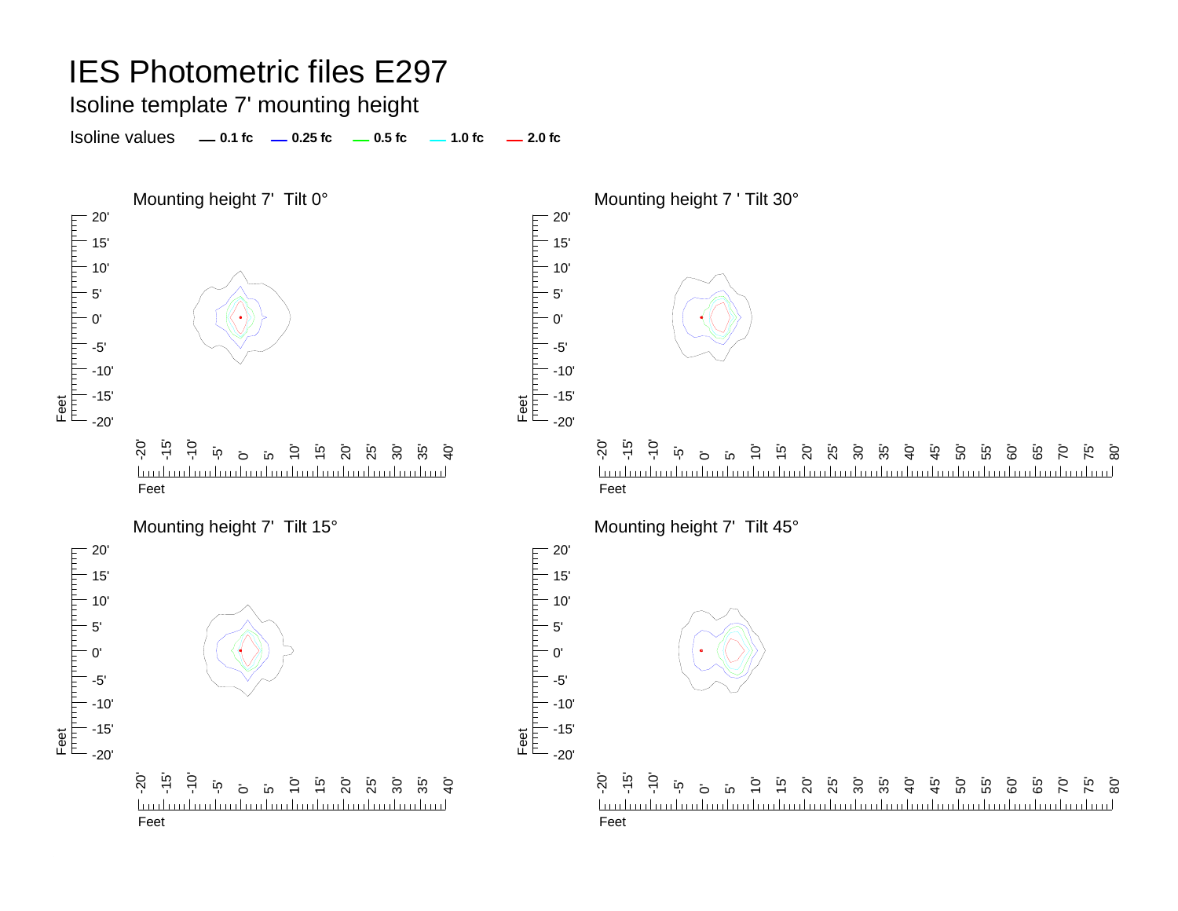# IES Photometric files E297

## Isoline template 7' mounting height

Isoline values — 0.1 fc — 0.25 fc — 0.5 fc — 1.0 fc — 2.0 fc

Mounting height 7' Tilt 0°

Mounting height 7 ' Tilt 30°

Mounting height 7' Tilt 15°

Mounting height 7' Tilt 45°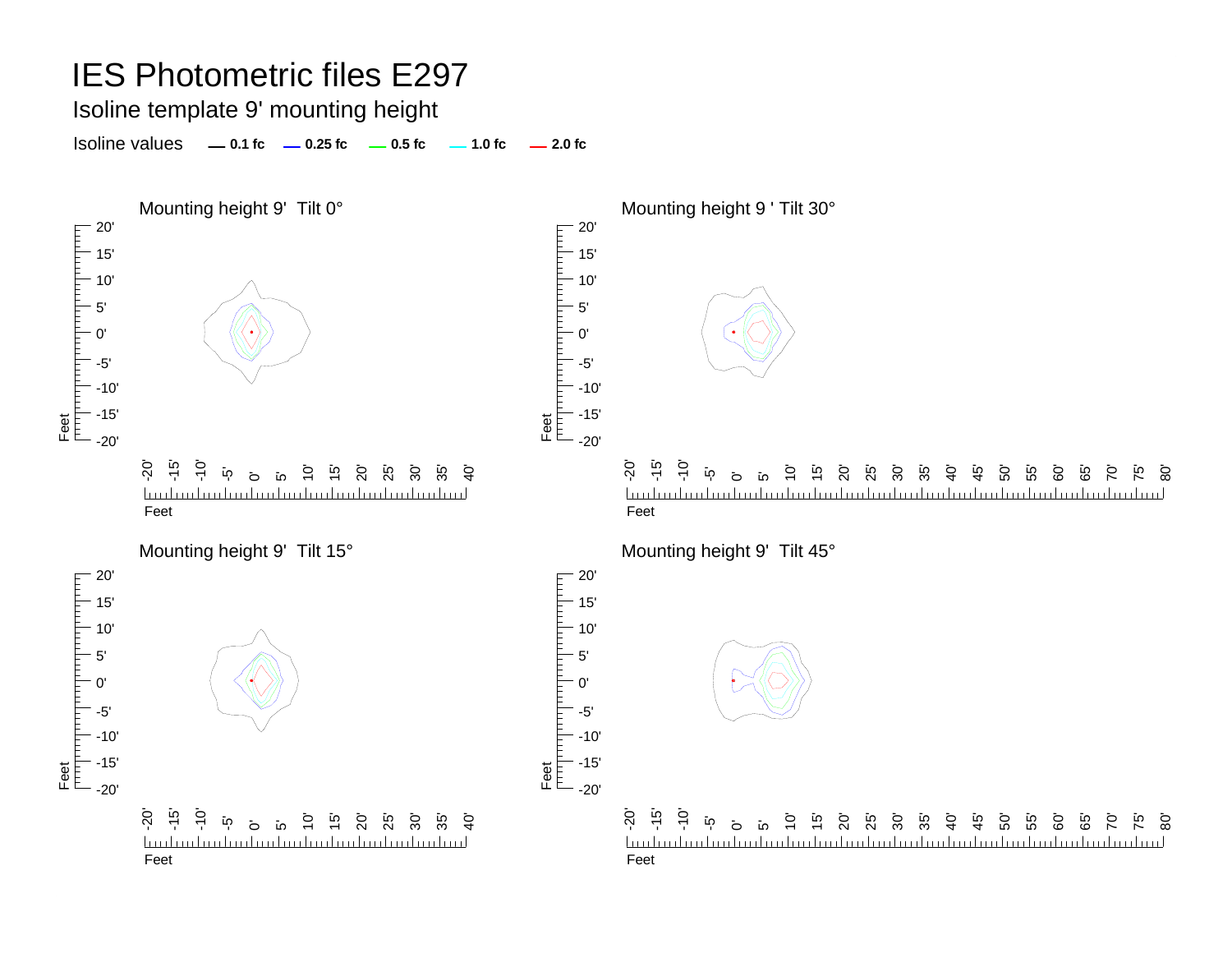# IES Photometric files E297

## Isoline template 9' mounting height

Isoline values — **0.1 fc** — **0.25 fc** — **0.5 fc** — **1.0 fc** — **2.0 fc**

Mounting height 9' Tilt 0°

Mounting height 9 ' Tilt 30°

Mounting height 9' Tilt 15°

Mounting height 9' Tilt 45°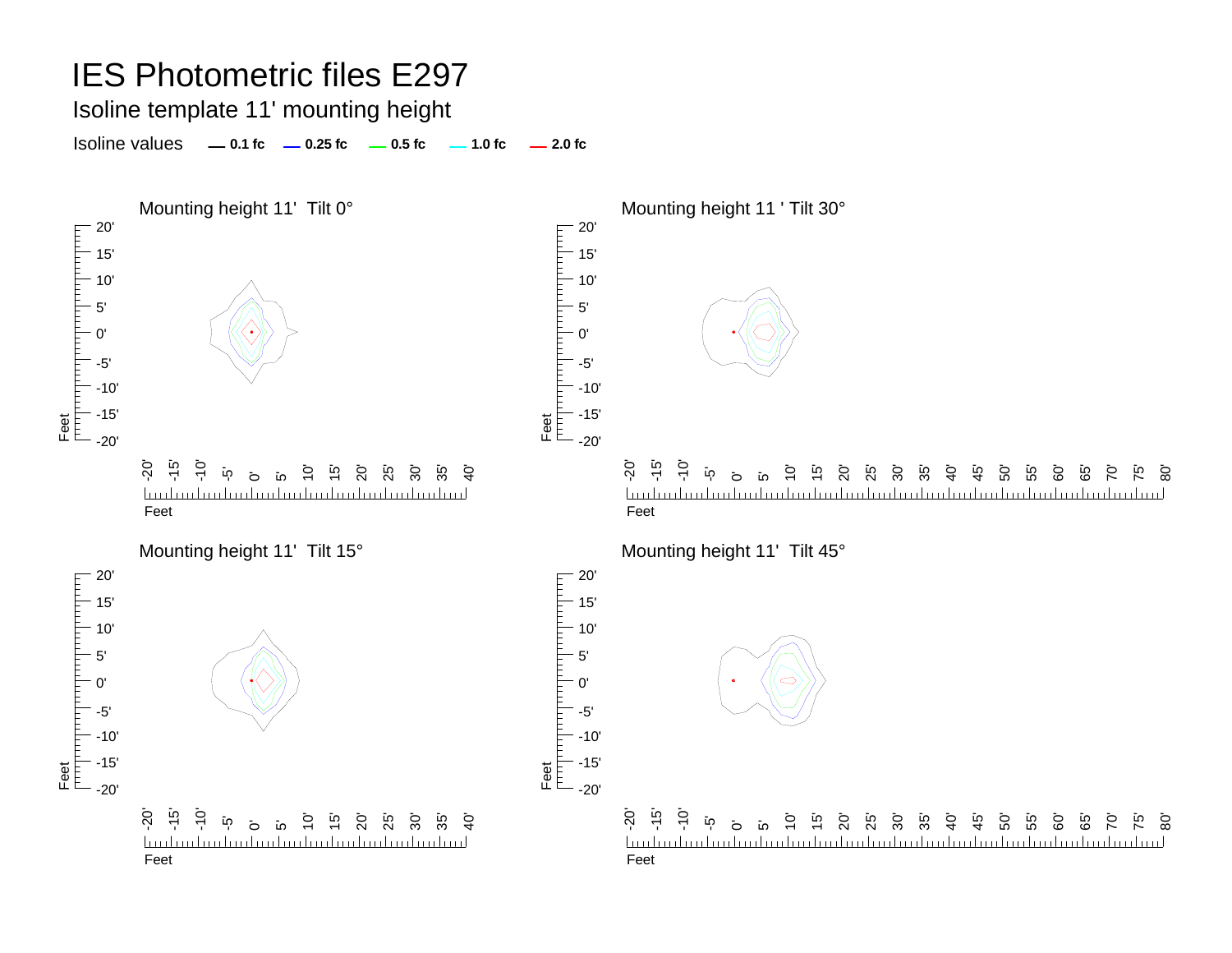# IES Photometric files E297

## Isoline template 11' mounting height

Isoline values **0.1 fc** **0.25 fc** **0.5 fc** **1.0 fc** **2.0 fc**

### Mounting height 11' Tilt 0°

### Mounting height 11 ' Tilt 30°

### Mounting height 11' Tilt 15°

### Mounting height 11' Tilt 45°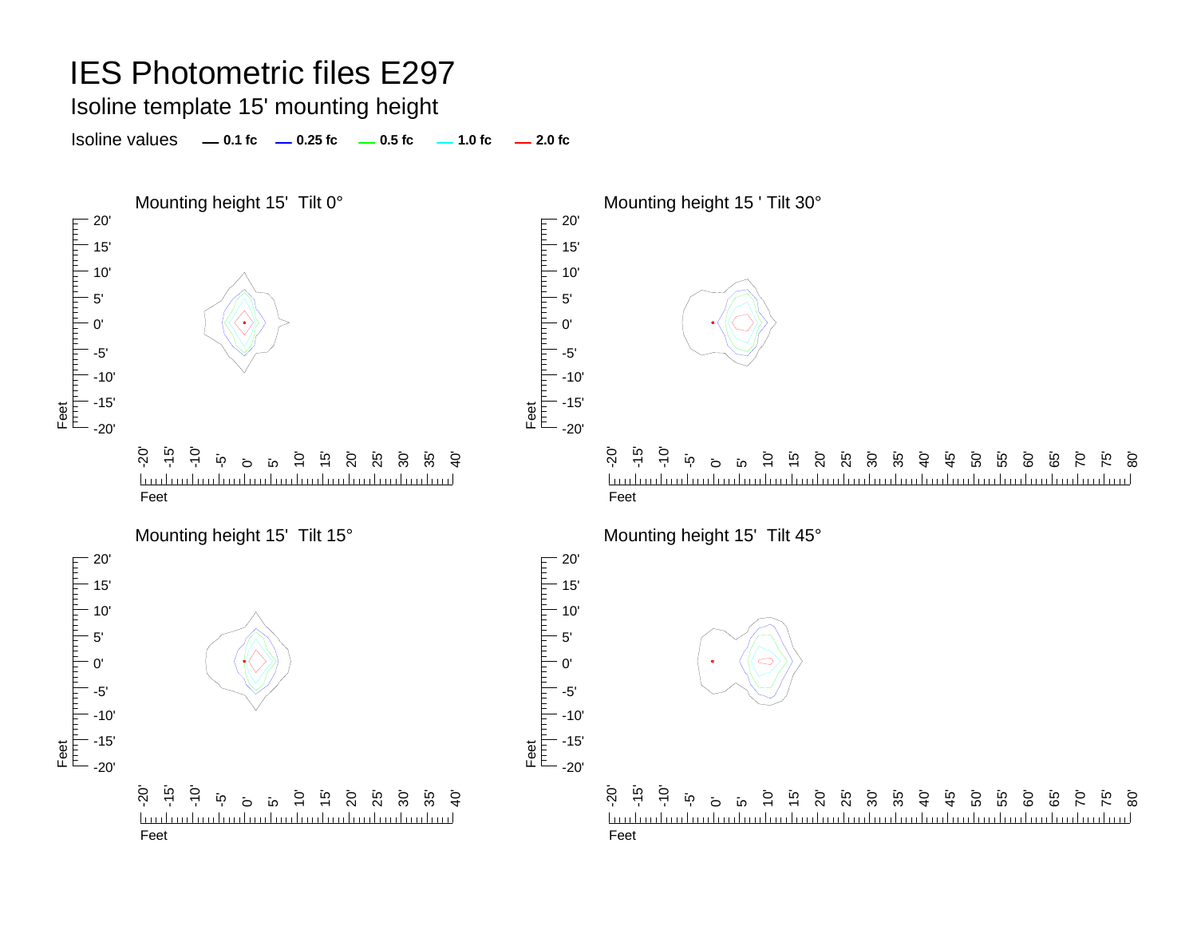# IES Photometric files E297

## Isoline template 15' mounting height

Isoline values — 0.1 fc — 0.25 fc — 0.5 fc — 1.0 fc — 2.0 fc

### Mounting height 15' Tilt 0°

### Mounting height 15 ' Tilt 30°

### Mounting height 15' Tilt 15°

### Mounting height 15' Tilt 45°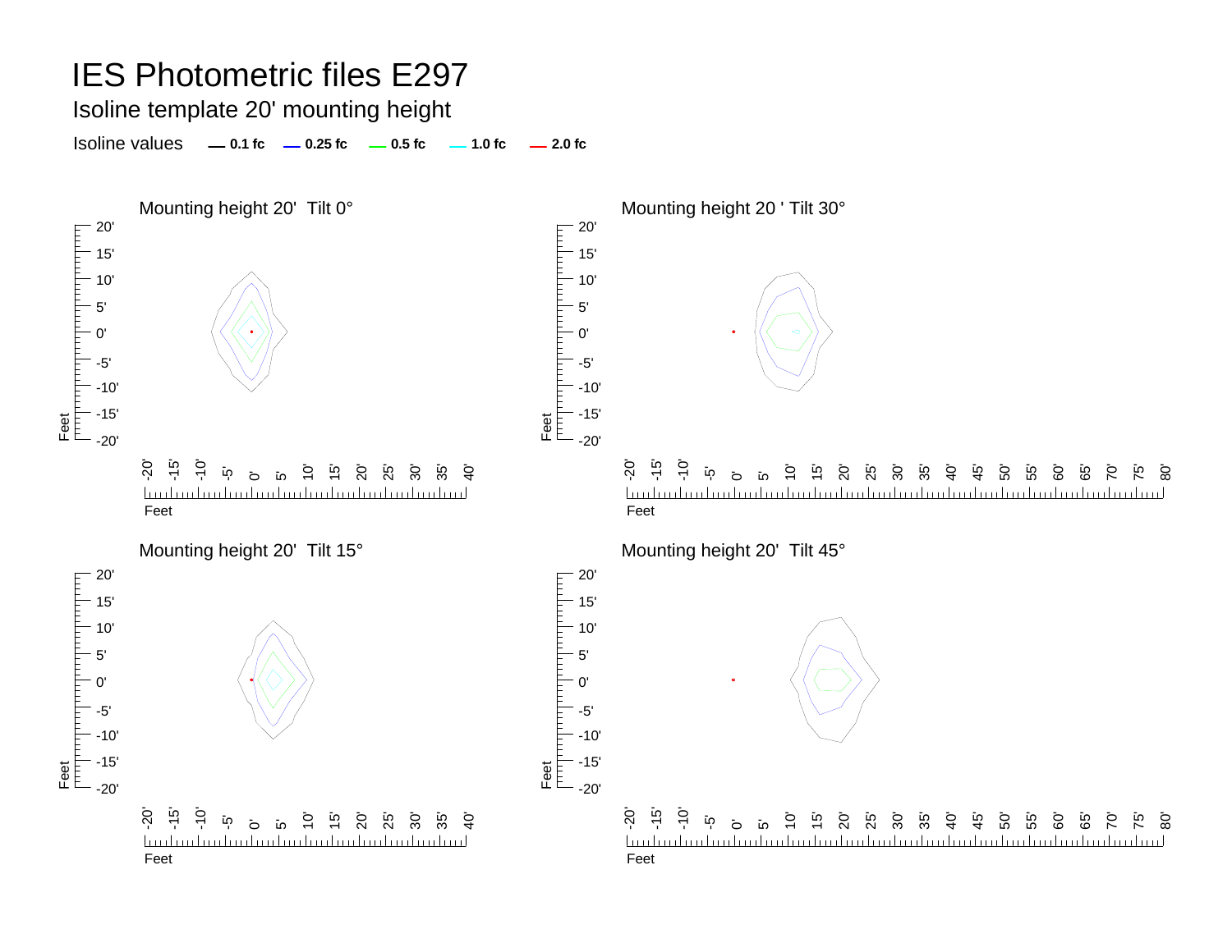# IES Photometric files E297

## Isoline template 20' mounting height

Isoline values — 0.1 fc — 0.25 fc — 0.5 fc — 1.0 fc — 2.0 fc

### Mounting height 20' Tilt 0°

### Mounting height 20 ' Tilt 30°

### Mounting height 20' Tilt 15°

### Mounting height 20' Tilt 45°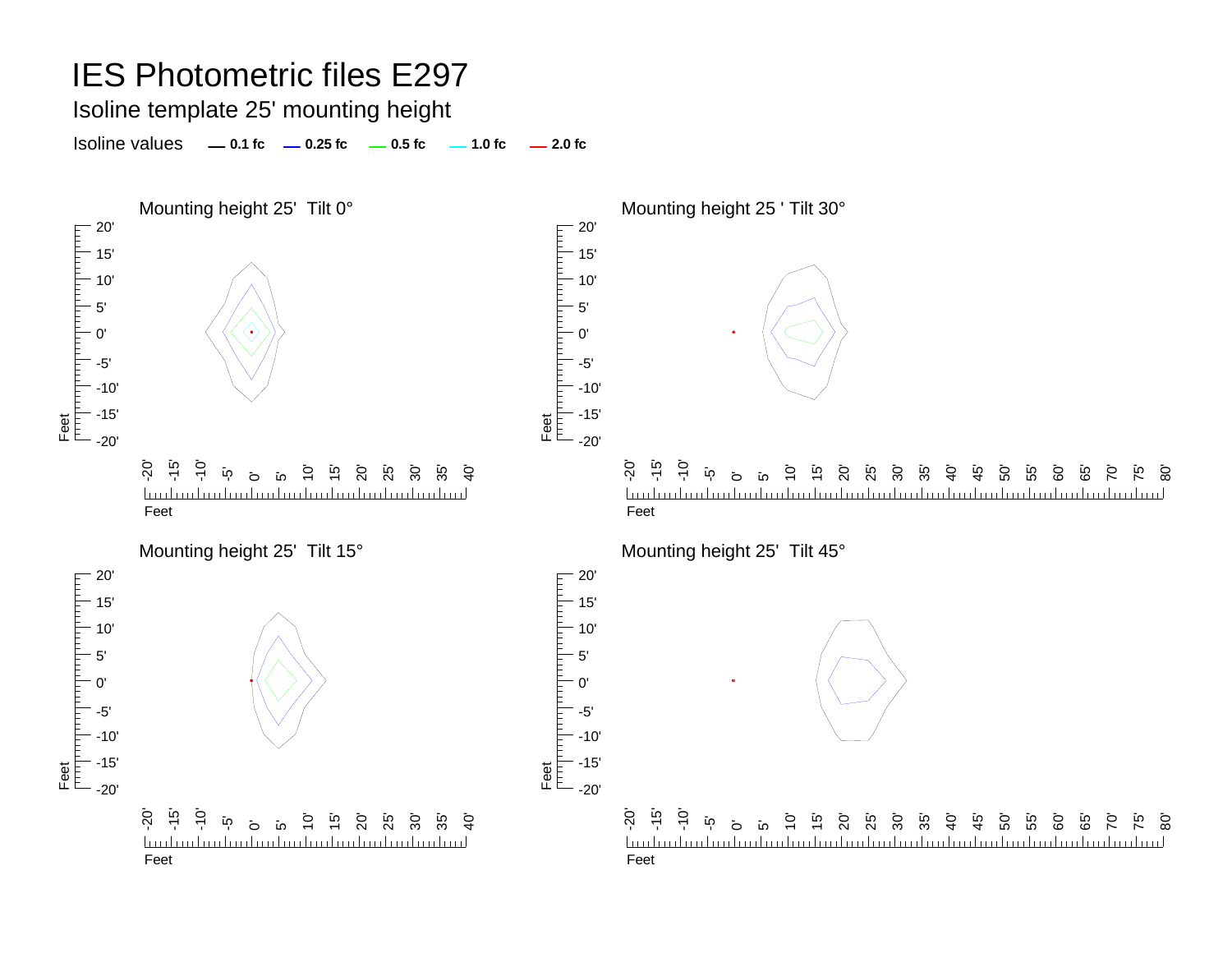# IES Photometric files E297

## Isoline template 25' mounting height

Isoline values — 0.1 fc — 0.25 fc — 0.5 fc — 1.0 fc — 2.0 fc

### Mounting height 25' Tilt 0°

### Mounting height 25 ' Tilt 30°

### Mounting height 25' Tilt 15°

### Mounting height 25' Tilt 45°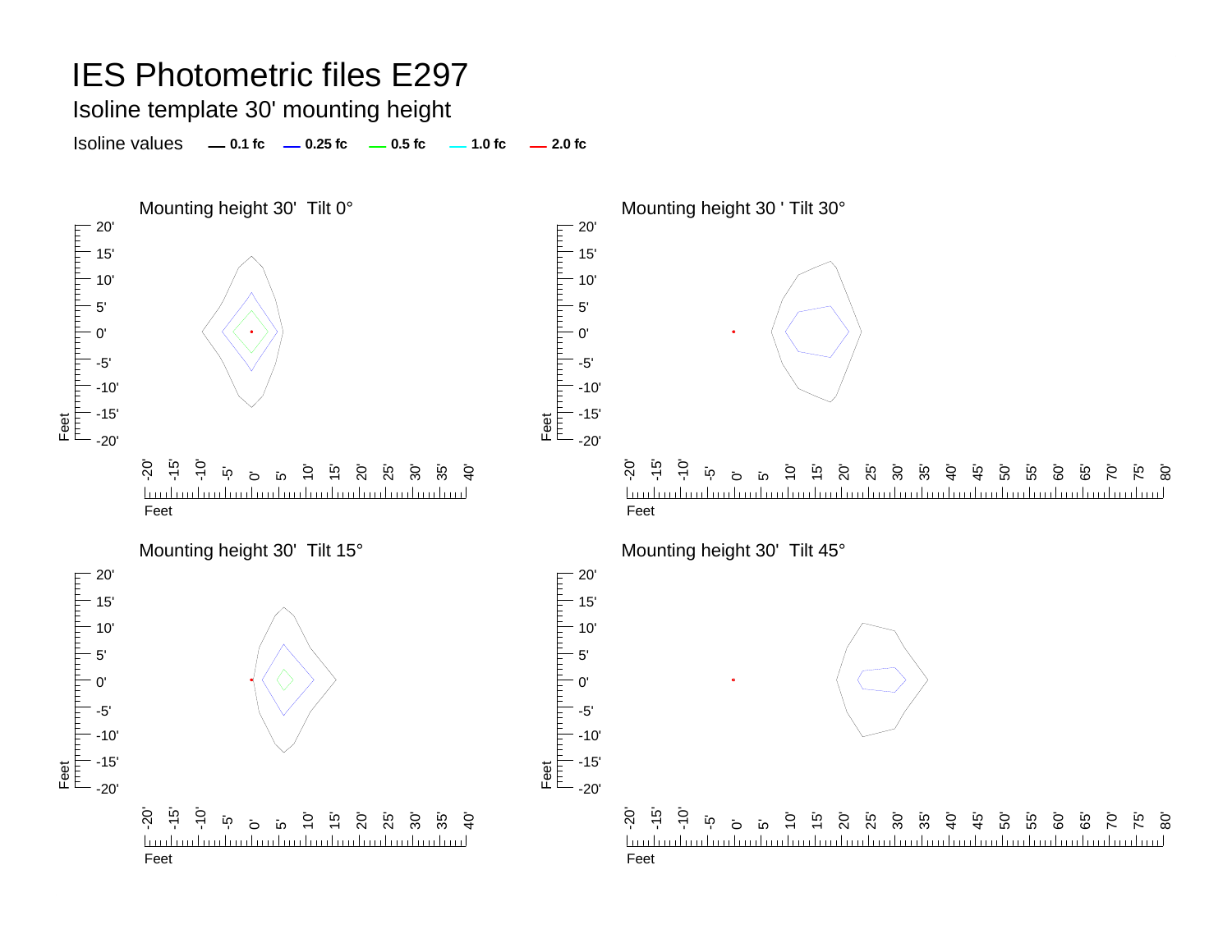# IES Photometric files E297

## Isoline template 30' mounting height

Isoline values — 0.1 fc — 0.25 fc — 0.5 fc — 1.0 fc — 2.0 fc

Mounting height 30' Tilt 0°

20' 15' 10' 5' 0' -5' -10' -15' -20'

Feet

-20' -15' -10' -5' 0' 5' 10' 15' 20' 25' 30' 35' 40'

Feet

Mounting height 30 ' Tilt 30°

20' 15' 10' 5' 0' -5' -10' -15' -20'

Feet

-20' -15' -10' -5' 0' 5' 10' 15' 20' 25' 30' 35' 40' 45' 50' 55' 60' 65' 70' 75' 80'

Feet

Mounting height 30' Tilt 15°

20' 15' 10' 5' 0' -5' -10' -15' -20'

Feet

-20' -15' -10' -5' 0' 5' 10' 15' 20' 25' 30' 35' 40'

Feet

Mounting height 30' Tilt 45°

20' 15' 10' 5' 0' -5' -10' -15' -20'

Feet

-20' -15' -10' -5' 0' 5' 10' 15' 20' 25' 30' 35' 40' 45' 50' 55' 60' 65' 70' 75' 80'

Feet